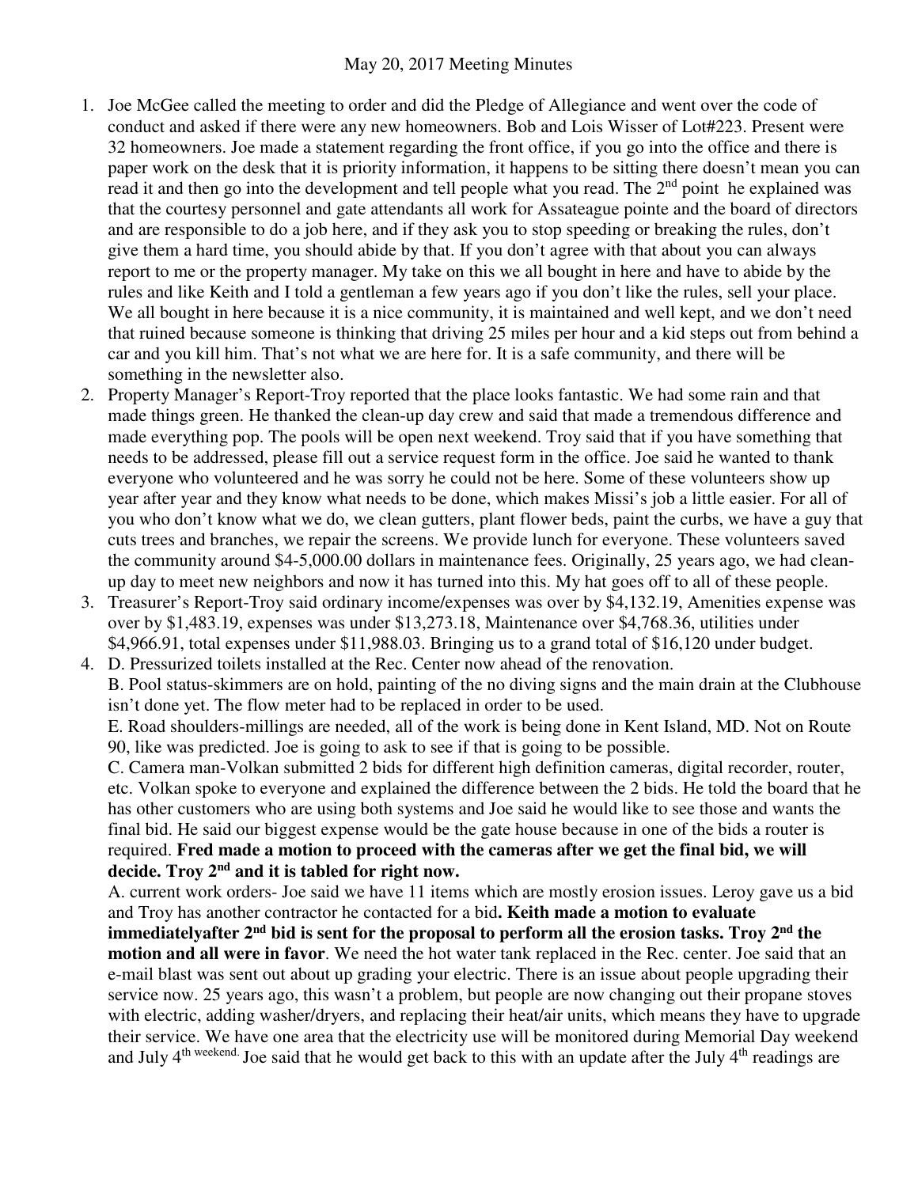# May 20, 2017 Meeting Minutes

1. Joe McGee called the meeting to order and did the Pledge of Allegiance and went over the code of conduct and asked if there were any new homeowners. Bob and Lois Wisser of Lot#223. Present were 32 homeowners. Joe made a statement regarding the front office, if you go into the office and there is paper work on the desk that it is priority information, it happens to be sitting there doesn't mean you can read it and then go into the development and tell people what you read. The 2nd point he explained was that the courtesy personnel and gate attendants all work for Assateague pointe and the board of directors and are responsible to do a job here, and if they ask you to stop speeding or breaking the rules, don't give them a hard time, you should abide by that. If you don't agree with that about you can always report to me or the property manager. My take on this we all bought in here and have to abide by the rules and like Keith and I told a gentleman a few years ago if you don't like the rules, sell your place. We all bought in here because it is a nice community, it is maintained and well kept, and we don't need that ruined because someone is thinking that driving 25 miles per hour and a kid steps out from behind a car and you kill him. That's not what we are here for. It is a safe community, and there will be something in the newsletter also.
2. Property Manager's Report-Troy reported that the place looks fantastic. We had some rain and that made things green. He thanked the clean-up day crew and said that made a tremendous difference and made everything pop. The pools will be open next weekend. Troy said that if you have something that needs to be addressed, please fill out a service request form in the office. Joe said he wanted to thank everyone who volunteered and he was sorry he could not be here. Some of these volunteers show up year after year and they know what needs to be done, which makes Missi's job a little easier. For all of you who don't know what we do, we clean gutters, plant flower beds, paint the curbs, we have a guy that cuts trees and branches, we repair the screens. We provide lunch for everyone. These volunteers saved the community around $4-5,000.00 dollars in maintenance fees. Originally, 25 years ago, we had clean-up day to meet new neighbors and now it has turned into this. My hat goes off to all of these people.
3. Treasurer's Report-Troy said ordinary income/expenses was over by $4,132.19, Amenities expense was over by $1,483.19, expenses was under $13,273.18, Maintenance over $4,768.36, utilities under $4,966.91, total expenses under $11,988.03. Bringing us to a grand total of $16,120 under budget.
4. D. Pressurized toilets installed at the Rec. Center now ahead of the renovation.

   B. Pool status-skimmers are on hold, painting of the no diving signs and the main drain at the Clubhouse isn't done yet. The flow meter had to be replaced in order to be used.

   E. Road shoulders-millings are needed, all of the work is being done in Kent Island, MD. Not on Route 90, like was predicted. Joe is going to ask to see if that is going to be possible.

   C. Camera man-Volkan submitted 2 bids for different high definition cameras, digital recorder, router, etc. Volkan spoke to everyone and explained the difference between the 2 bids. He told the board that he has other customers who are using both systems and Joe said he would like to see those and wants the final bid. He said our biggest expense would be the gate house because in one of the bids a router is required. **Fred made a motion to proceed with the cameras after we get the final bid, we will decide. Troy 2nd and it is tabled for right now.**

   A. current work orders- Joe said we have 11 items which are mostly erosion issues. Leroy gave us a bid and Troy has another contractor he contacted for a bid**. Keith made a motion to evaluate immediatelyafter 2nd bid is sent for the proposal to perform all the erosion tasks. Troy 2nd the motion and all were in favor**. We need the hot water tank replaced in the Rec. center. Joe said that an e-mail blast was sent out about up grading your electric. There is an issue about people upgrading their service now. 25 years ago, this wasn't a problem, but people are now changing out their propane stoves with electric, adding washer/dryers, and replacing their heat/air units, which means they have to upgrade their service. We have one area that the electricity use will be monitored during Memorial Day weekend and July 4th weekend. Joe said that he would get back to this with an update after the July 4th readings are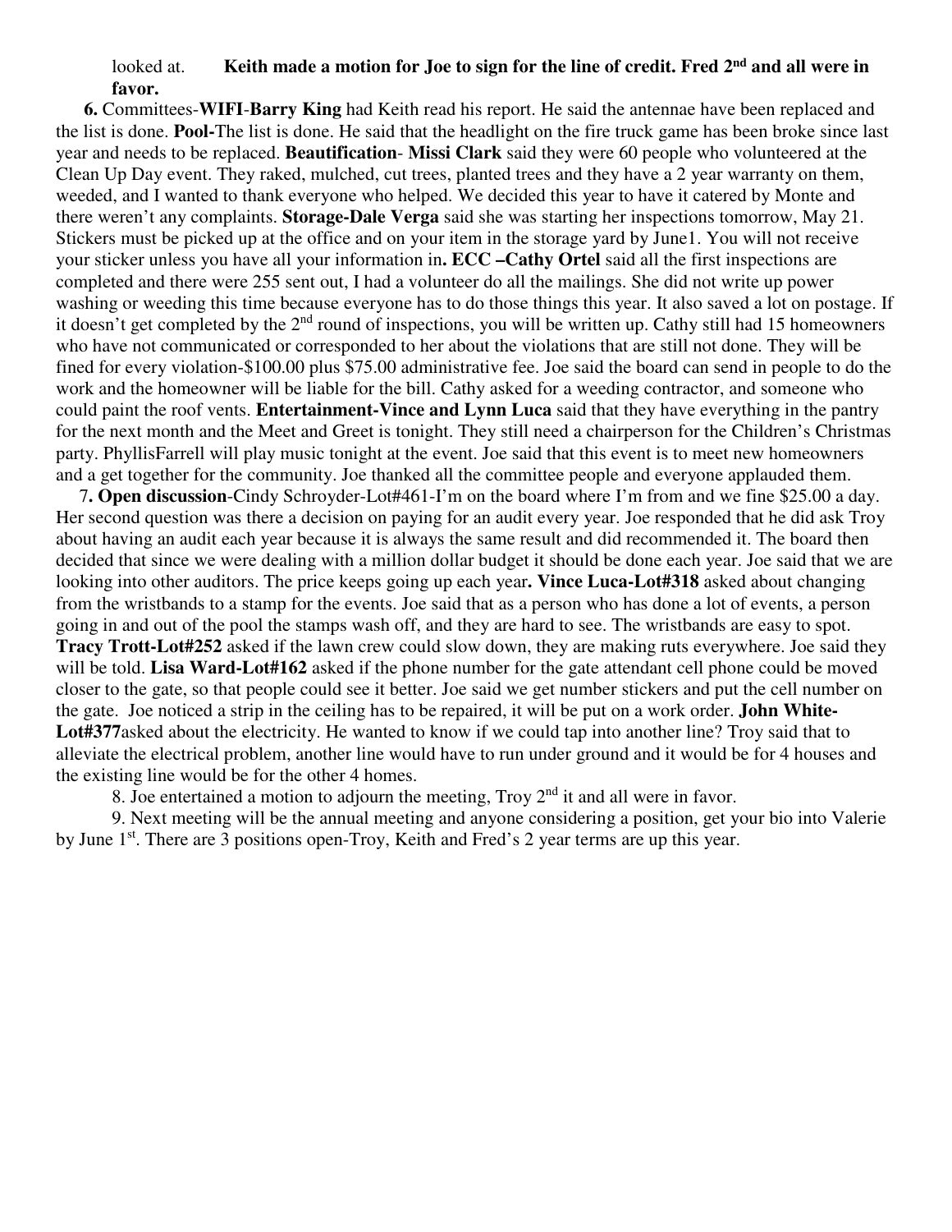looked at. **Keith made a motion for Joe to sign for the line of credit. Fred 2nd and all were in favor.**

**6.** Committees-**WIFI**-**Barry King** had Keith read his report. He said the antennae have been replaced and the list is done. **Pool-**The list is done. He said that the headlight on the fire truck game has been broke since last year and needs to be replaced. **Beautification**- **Missi Clark** said they were 60 people who volunteered at the Clean Up Day event. They raked, mulched, cut trees, planted trees and they have a 2 year warranty on them, weeded, and I wanted to thank everyone who helped. We decided this year to have it catered by Monte and there weren't any complaints. **Storage-Dale Verga** said she was starting her inspections tomorrow, May 21. Stickers must be picked up at the office and on your item in the storage yard by June1. You will not receive your sticker unless you have all your information in**. ECC –Cathy Ortel** said all the first inspections are completed and there were 255 sent out, I had a volunteer do all the mailings. She did not write up power washing or weeding this time because everyone has to do those things this year. It also saved a lot on postage. If it doesn't get completed by the 2nd round of inspections, you will be written up. Cathy still had 15 homeowners who have not communicated or corresponded to her about the violations that are still not done. They will be fined for every violation-$100.00 plus $75.00 administrative fee. Joe said the board can send in people to do the work and the homeowner will be liable for the bill. Cathy asked for a weeding contractor, and someone who could paint the roof vents. **Entertainment-Vince and Lynn Luca** said that they have everything in the pantry for the next month and the Meet and Greet is tonight. They still need a chairperson for the Children's Christmas party. PhyllisFarrell will play music tonight at the event. Joe said that this event is to meet new homeowners and a get together for the community. Joe thanked all the committee people and everyone applauded them.

7**. Open discussion**-Cindy Schroyder-Lot#461-I'm on the board where I'm from and we fine $25.00 a day. Her second question was there a decision on paying for an audit every year. Joe responded that he did ask Troy about having an audit each year because it is always the same result and did recommended it. The board then decided that since we were dealing with a million dollar budget it should be done each year. Joe said that we are looking into other auditors. The price keeps going up each year**. Vince Luca-Lot#318** asked about changing from the wristbands to a stamp for the events. Joe said that as a person who has done a lot of events, a person going in and out of the pool the stamps wash off, and they are hard to see. The wristbands are easy to spot. **Tracy Trott-Lot#252** asked if the lawn crew could slow down, they are making ruts everywhere. Joe said they will be told. **Lisa Ward-Lot#162** asked if the phone number for the gate attendant cell phone could be moved closer to the gate, so that people could see it better. Joe said we get number stickers and put the cell number on the gate. Joe noticed a strip in the ceiling has to be repaired, it will be put on a work order. **John White-Lot#377**asked about the electricity. He wanted to know if we could tap into another line? Troy said that to alleviate the electrical problem, another line would have to run under ground and it would be for 4 houses and the existing line would be for the other 4 homes.

8. Joe entertained a motion to adjourn the meeting, Troy 2nd it and all were in favor.

9. Next meeting will be the annual meeting and anyone considering a position, get your bio into Valerie by June 1st. There are 3 positions open-Troy, Keith and Fred's 2 year terms are up this year.